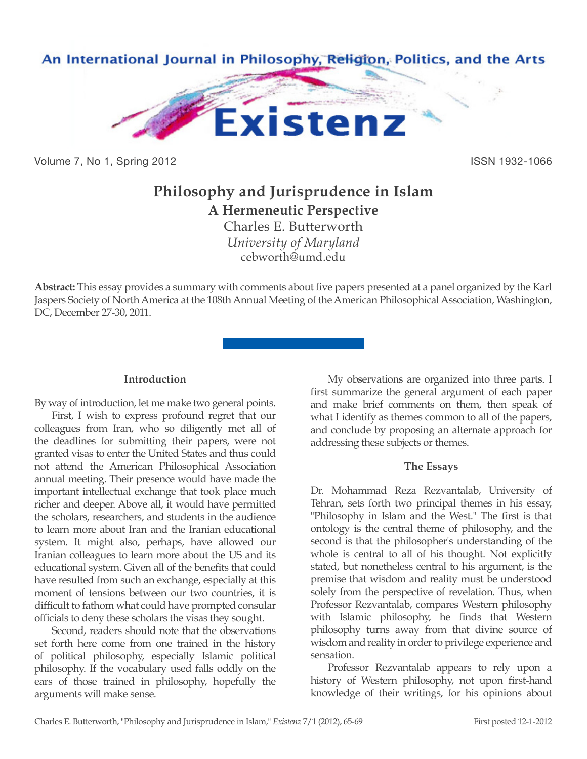# Philosophy and Jurisprudence in Islam

## A Hermeneutic Perspective

Charles E. Butterworth

*University of Maryland*

cebworth@umd.edu

**Abstract:** This essay provides a summary with comments about five papers presented at a panel organized by the Karl Jaspers Society of North America at the 108th Annual Meeting of the American Philosophical Association, Washington, DC, December 27-30, 2011.

### Introduction

By way of introduction, let me make two general points.

First, I wish to express profound regret that our colleagues from Iran, who so diligently met all of the deadlines for submitting their papers, were not granted visas to enter the United States and thus could not attend the American Philosophical Association annual meeting. Their presence would have made the important intellectual exchange that took place much richer and deeper. Above all, it would have permitted the scholars, researchers, and students in the audience to learn more about Iran and the Iranian educational system. It might also, perhaps, have allowed our Iranian colleagues to learn more about the US and its educational system. Given all of the benefits that could have resulted from such an exchange, especially at this moment of tensions between our two countries, it is difficult to fathom what could have prompted consular officials to deny these scholars the visas they sought.

Second, readers should note that the observations set forth here come from one trained in the history of political philosophy, especially Islamic political philosophy. If the vocabulary used falls oddly on the ears of those trained in philosophy, hopefully the arguments will make sense.

My observations are organized into three parts. I first summarize the general argument of each paper and make brief comments on them, then speak of what I identify as themes common to all of the papers, and conclude by proposing an alternate approach for addressing these subjects or themes.

### The Essays

Dr. Mohammad Reza Rezvantalab, University of Tehran, sets forth two principal themes in his essay, "Philosophy in Islam and the West." The first is that ontology is the central theme of philosophy, and the second is that the philosopher's understanding of the whole is central to all of his thought. Not explicitly stated, but nonetheless central to his argument, is the premise that wisdom and reality must be understood solely from the perspective of revelation. Thus, when Professor Rezvantalab, compares Western philosophy with Islamic philosophy, he finds that Western philosophy turns away from that divine source of wisdom and reality in order to privilege experience and sensation.

Professor Rezvantalab appears to rely upon a history of Western philosophy, not upon first-hand knowledge of their writings, for his opinions about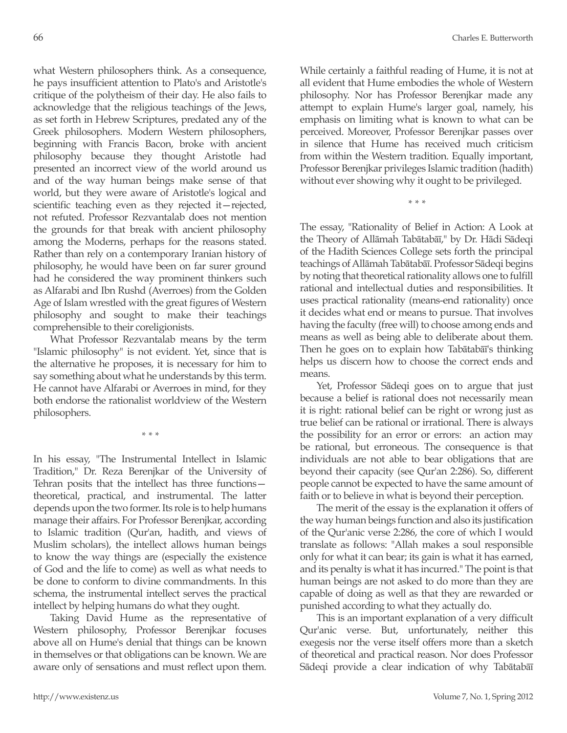what Western philosophers think. As a consequence, he pays insufficient attention to Plato's and Aristotle's critique of the polytheism of their day. He also fails to acknowledge that the religious teachings of the Jews, as set forth in Hebrew Scriptures, predated any of the Greek philosophers. Modern Western philosophers, beginning with Francis Bacon, broke with ancient philosophy because they thought Aristotle had presented an incorrect view of the world around us and of the way human beings make sense of that world, but they were aware of Aristotle's logical and scientific teaching even as they rejected it—rejected, not refuted. Professor Rezvantalab does not mention the grounds for that break with ancient philosophy among the Moderns, perhaps for the reasons stated. Rather than rely on a contemporary Iranian history of philosophy, he would have been on far surer ground had he considered the way prominent thinkers such as Alfarabi and Ibn Rushd (Averroes) from the Golden Age of Islam wrestled with the great figures of Western philosophy and sought to make their teachings comprehensible to their coreligionists.

What Professor Rezvantalab means by the term "Islamic philosophy" is not evident. Yet, since that is the alternative he proposes, it is necessary for him to say something about what he understands by this term. He cannot have Alfarabi or Averroes in mind, for they both endorse the rationalist worldview of the Western philosophers.

\* \* \*

In his essay, "The Instrumental Intellect in Islamic Tradition," Dr. Reza Berenjkar of the University of Tehran posits that the intellect has three functions—theoretical, practical, and instrumental. The latter depends upon the two former. Its role is to help humans manage their affairs. For Professor Berenjkar, according to Islamic tradition (Qur'an, hadith, and views of Muslim scholars), the intellect allows human beings to know the way things are (especially the existence of God and the life to come) as well as what needs to be done to conform to divine commandments. In this schema, the instrumental intellect serves the practical intellect by helping humans do what they ought.

Taking David Hume as the representative of Western philosophy, Professor Berenjkar focuses above all on Hume's denial that things can be known in themselves or that obligations can be known. We are aware only of sensations and must reflect upon them. While certainly a faithful reading of Hume, it is not at all evident that Hume embodies the whole of Western philosophy. Nor has Professor Berenjkar made any attempt to explain Hume's larger goal, namely, his emphasis on limiting what is known to what can be perceived. Moreover, Professor Berenjkar passes over in silence that Hume has received much criticism from within the Western tradition. Equally important, Professor Berenjkar privileges Islamic tradition (hadith) without ever showing why it ought to be privileged.

\* \* \*

The essay, "Rationality of Belief in Action: A Look at the Theory of Allāmah Tabātabāī," by Dr. Hādi Sādeqi of the Hadith Sciences College sets forth the principal teachings of Allāmah Tabātabāī. Professor Sādeqi begins by noting that theoretical rationality allows one to fulfill rational and intellectual duties and responsibilities. It uses practical rationality (means-end rationality) once it decides what end or means to pursue. That involves having the faculty (free will) to choose among ends and means as well as being able to deliberate about them. Then he goes on to explain how Tabātabāī's thinking helps us discern how to choose the correct ends and means.

Yet, Professor Sādeqi goes on to argue that just because a belief is rational does not necessarily mean it is right: rational belief can be right or wrong just as true belief can be rational or irrational. There is always the possibility for an error or errors: an action may be rational, but erroneous. The consequence is that individuals are not able to bear obligations that are beyond their capacity (see Qur'an 2:286). So, different people cannot be expected to have the same amount of faith or to believe in what is beyond their perception.

The merit of the essay is the explanation it offers of the way human beings function and also its justification of the Qur'anic verse 2:286, the core of which I would translate as follows: "Allah makes a soul responsible only for what it can bear; its gain is what it has earned, and its penalty is what it has incurred." The point is that human beings are not asked to do more than they are capable of doing as well as that they are rewarded or punished according to what they actually do.

This is an important explanation of a very difficult Qur'anic verse. But, unfortunately, neither this exegesis nor the verse itself offers more than a sketch of theoretical and practical reason. Nor does Professor Sādeqi provide a clear indication of why Tabātabāī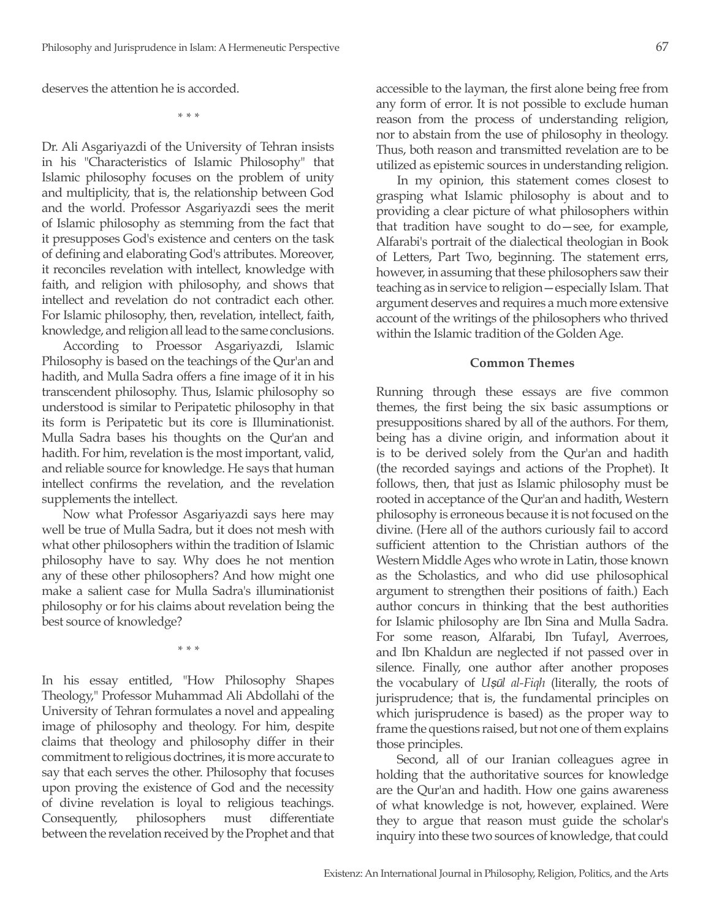deserves the attention he is accorded.

\* \* \*

Dr. Ali Asgariyazdi of the University of Tehran insists in his "Characteristics of Islamic Philosophy" that Islamic philosophy focuses on the problem of unity and multiplicity, that is, the relationship between God and the world. Professor Asgariyazdi sees the merit of Islamic philosophy as stemming from the fact that it presupposes God's existence and centers on the task of defining and elaborating God's attributes. Moreover, it reconciles revelation with intellect, knowledge with faith, and religion with philosophy, and shows that intellect and revelation do not contradict each other. For Islamic philosophy, then, revelation, intellect, faith, knowledge, and religion all lead to the same conclusions.

According to Proessor Asgariyazdi, Islamic Philosophy is based on the teachings of the Qur'an and hadith, and Mulla Sadra offers a fine image of it in his transcendent philosophy. Thus, Islamic philosophy so understood is similar to Peripatetic philosophy in that its form is Peripatetic but its core is Illuminationist. Mulla Sadra bases his thoughts on the Qur'an and hadith. For him, revelation is the most important, valid, and reliable source for knowledge. He says that human intellect confirms the revelation, and the revelation supplements the intellect.

Now what Professor Asgariyazdi says here may well be true of Mulla Sadra, but it does not mesh with what other philosophers within the tradition of Islamic philosophy have to say. Why does he not mention any of these other philosophers? And how might one make a salient case for Mulla Sadra's illuminationist philosophy or for his claims about revelation being the best source of knowledge?

\* \* \*

In his essay entitled, "How Philosophy Shapes Theology," Professor Muhammad Ali Abdollahi of the University of Tehran formulates a novel and appealing image of philosophy and theology. For him, despite claims that theology and philosophy differ in their commitment to religious doctrines, it is more accurate to say that each serves the other. Philosophy that focuses upon proving the existence of God and the necessity of divine revelation is loyal to religious teachings. Consequently, philosophers must differentiate between the revelation received by the Prophet and that accessible to the layman, the first alone being free from any form of error. It is not possible to exclude human reason from the process of understanding religion, nor to abstain from the use of philosophy in theology. Thus, both reason and transmitted revelation are to be utilized as epistemic sources in understanding religion.

In my opinion, this statement comes closest to grasping what Islamic philosophy is about and to providing a clear picture of what philosophers within that tradition have sought to do—see, for example, Alfarabi's portrait of the dialectical theologian in Book of Letters, Part Two, beginning. The statement errs, however, in assuming that these philosophers saw their teaching as in service to religion—especially Islam. That argument deserves and requires a much more extensive account of the writings of the philosophers who thrived within the Islamic tradition of the Golden Age.

## Common Themes

Running through these essays are five common themes, the first being the six basic assumptions or presuppositions shared by all of the authors. For them, being has a divine origin, and information about it is to be derived solely from the Qur'an and hadith (the recorded sayings and actions of the Prophet). It follows, then, that just as Islamic philosophy must be rooted in acceptance of the Qur'an and hadith, Western philosophy is erroneous because it is not focused on the divine. (Here all of the authors curiously fail to accord sufficient attention to the Christian authors of the Western Middle Ages who wrote in Latin, those known as the Scholastics, and who did use philosophical argument to strengthen their positions of faith.) Each author concurs in thinking that the best authorities for Islamic philosophy are Ibn Sina and Mulla Sadra. For some reason, Alfarabi, Ibn Tufayl, Averroes, and Ibn Khaldun are neglected if not passed over in silence. Finally, one author after another proposes the vocabulary of *Uṣūl al-Fiqh* (literally, the roots of jurisprudence; that is, the fundamental principles on which jurisprudence is based) as the proper way to frame the questions raised, but not one of them explains those principles.

Second, all of our Iranian colleagues agree in holding that the authoritative sources for knowledge are the Qur'an and hadith. How one gains awareness of what knowledge is not, however, explained. Were they to argue that reason must guide the scholar's inquiry into these two sources of knowledge, that could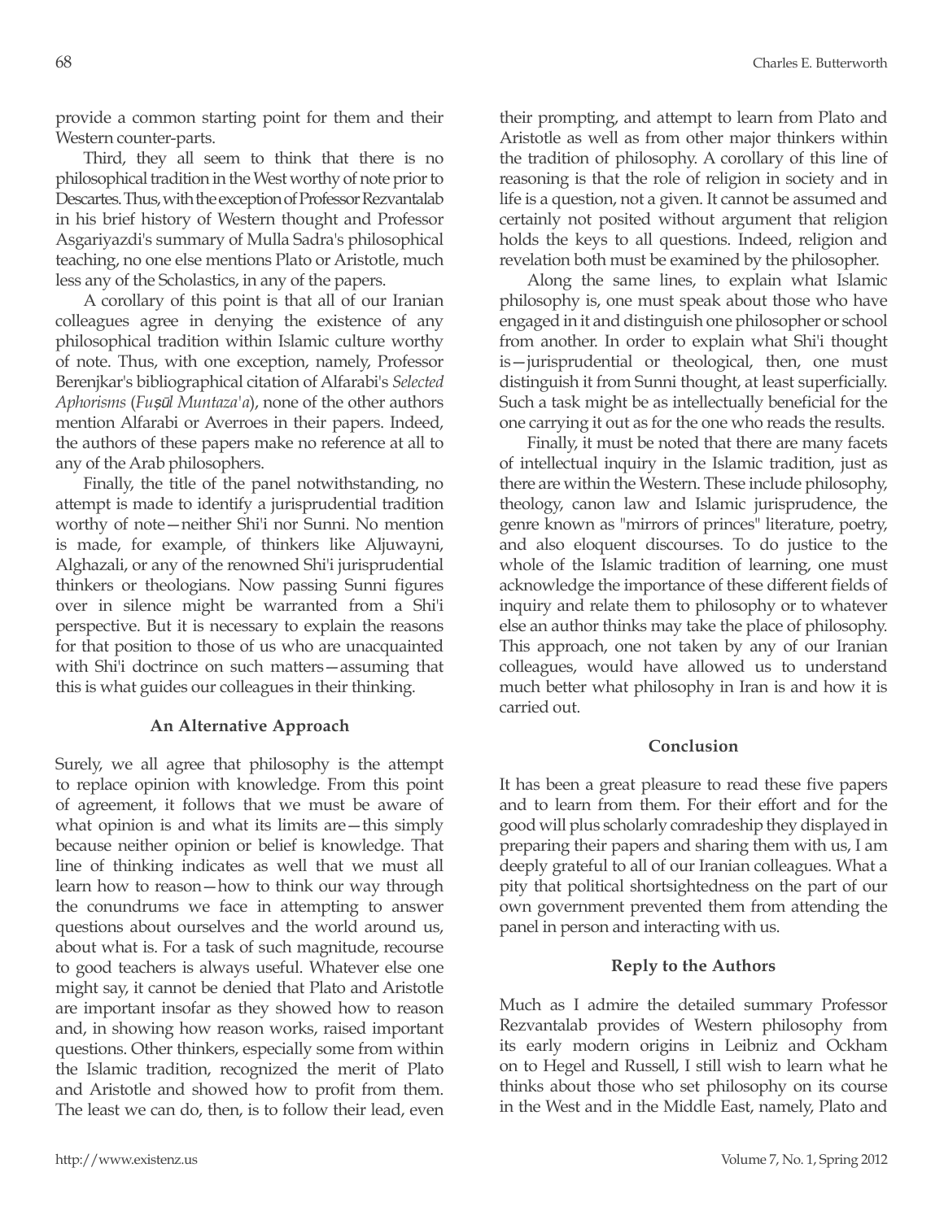provide a common starting point for them and their Western counter-parts.

Third, they all seem to think that there is no philosophical tradition in the West worthy of note prior to Descartes. Thus, with the exception of Professor Rezvantalab in his brief history of Western thought and Professor Asgariyazdi's summary of Mulla Sadra's philosophical teaching, no one else mentions Plato or Aristotle, much less any of the Scholastics, in any of the papers.

A corollary of this point is that all of our Iranian colleagues agree in denying the existence of any philosophical tradition within Islamic culture worthy of note. Thus, with one exception, namely, Professor Berenjkar's bibliographical citation of Alfarabi's *Selected Aphorisms* (*Fuṣūl Muntaza'a*), none of the other authors mention Alfarabi or Averroes in their papers. Indeed, the authors of these papers make no reference at all to any of the Arab philosophers.

Finally, the title of the panel notwithstanding, no attempt is made to identify a jurisprudential tradition worthy of note—neither Shi'i nor Sunni. No mention is made, for example, of thinkers like Aljuwayni, Alghazali, or any of the renowned Shi'i jurisprudential thinkers or theologians. Now passing Sunni figures over in silence might be warranted from a Shi'i perspective. But it is necessary to explain the reasons for that position to those of us who are unacquainted with Shi'i doctrince on such matters—assuming that this is what guides our colleagues in their thinking.

### An Alternative Approach

Surely, we all agree that philosophy is the attempt to replace opinion with knowledge. From this point of agreement, it follows that we must be aware of what opinion is and what its limits are—this simply because neither opinion or belief is knowledge. That line of thinking indicates as well that we must all learn how to reason—how to think our way through the conundrums we face in attempting to answer questions about ourselves and the world around us, about what is. For a task of such magnitude, recourse to good teachers is always useful. Whatever else one might say, it cannot be denied that Plato and Aristotle are important insofar as they showed how to reason and, in showing how reason works, raised important questions. Other thinkers, especially some from within the Islamic tradition, recognized the merit of Plato and Aristotle and showed how to profit from them. The least we can do, then, is to follow their lead, even their prompting, and attempt to learn from Plato and Aristotle as well as from other major thinkers within the tradition of philosophy. A corollary of this line of reasoning is that the role of religion in society and in life is a question, not a given. It cannot be assumed and certainly not posited without argument that religion holds the keys to all questions. Indeed, religion and revelation both must be examined by the philosopher.

Along the same lines, to explain what Islamic philosophy is, one must speak about those who have engaged in it and distinguish one philosopher or school from another. In order to explain what Shi'i thought is—jurisprudential or theological, then, one must distinguish it from Sunni thought, at least superficially. Such a task might be as intellectually beneficial for the one carrying it out as for the one who reads the results.

Finally, it must be noted that there are many facets of intellectual inquiry in the Islamic tradition, just as there are within the Western. These include philosophy, theology, canon law and Islamic jurisprudence, the genre known as "mirrors of princes" literature, poetry, and also eloquent discourses. To do justice to the whole of the Islamic tradition of learning, one must acknowledge the importance of these different fields of inquiry and relate them to philosophy or to whatever else an author thinks may take the place of philosophy. This approach, one not taken by any of our Iranian colleagues, would have allowed us to understand much better what philosophy in Iran is and how it is carried out.

### Conclusion

It has been a great pleasure to read these five papers and to learn from them. For their effort and for the good will plus scholarly comradeship they displayed in preparing their papers and sharing them with us, I am deeply grateful to all of our Iranian colleagues. What a pity that political shortsightedness on the part of our own government prevented them from attending the panel in person and interacting with us.

### Reply to the Authors

Much as I admire the detailed summary Professor Rezvantalab provides of Western philosophy from its early modern origins in Leibniz and Ockham on to Hegel and Russell, I still wish to learn what he thinks about those who set philosophy on its course in the West and in the Middle East, namely, Plato and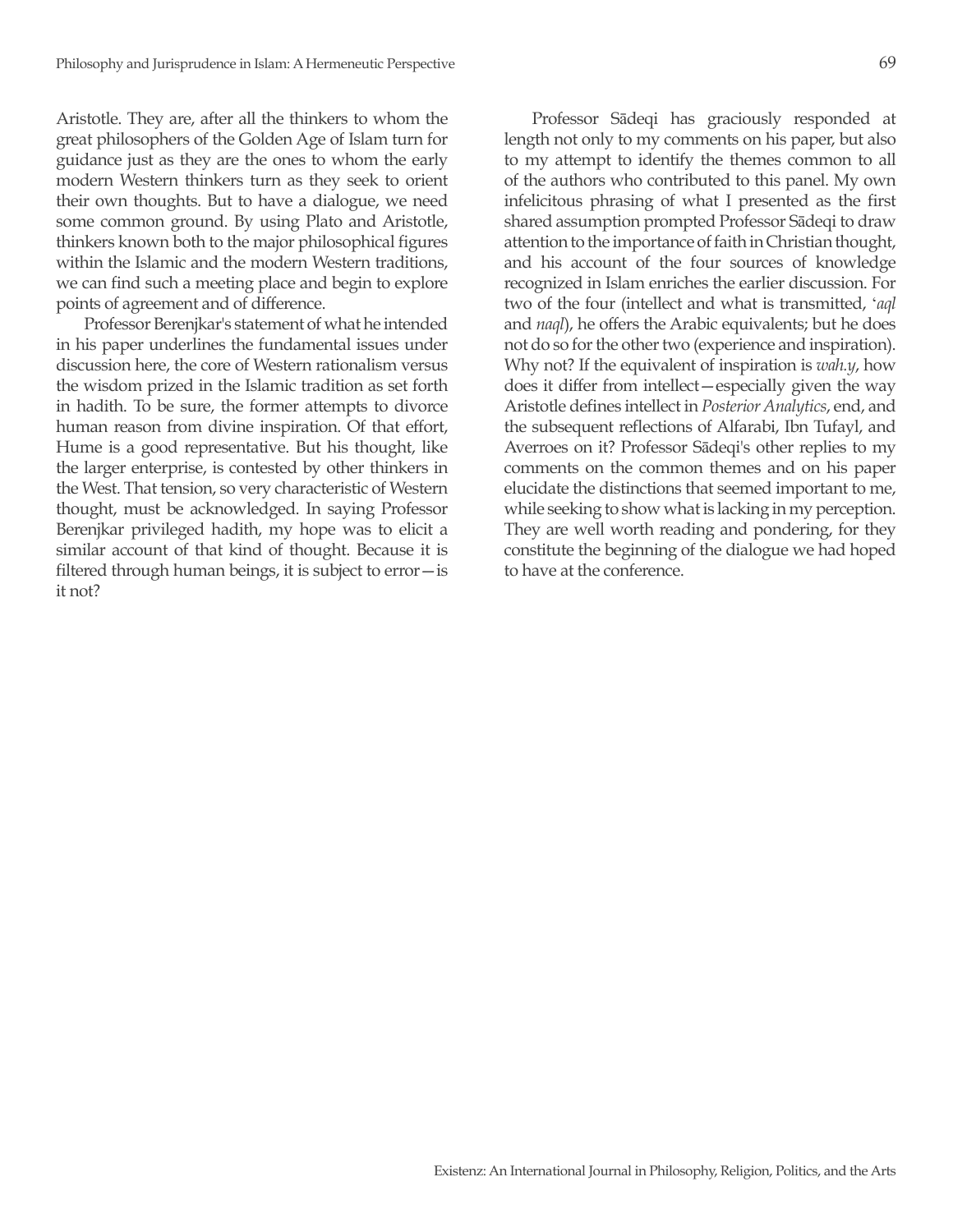Aristotle. They are, after all the thinkers to whom the great philosophers of the Golden Age of Islam turn for guidance just as they are the ones to whom the early modern Western thinkers turn as they seek to orient their own thoughts. But to have a dialogue, we need some common ground. By using Plato and Aristotle, thinkers known both to the major philosophical figures within the Islamic and the modern Western traditions, we can find such a meeting place and begin to explore points of agreement and of difference.

Professor Berenjkar's statement of what he intended in his paper underlines the fundamental issues under discussion here, the core of Western rationalism versus the wisdom prized in the Islamic tradition as set forth in hadith. To be sure, the former attempts to divorce human reason from divine inspiration. Of that effort, Hume is a good representative. But his thought, like the larger enterprise, is contested by other thinkers in the West. That tension, so very characteristic of Western thought, must be acknowledged. In saying Professor Berenjkar privileged hadith, my hope was to elicit a similar account of that kind of thought. Because it is filtered through human beings, it is subject to error—is it not?

Professor Sādeqi has graciously responded at length not only to my comments on his paper, but also to my attempt to identify the themes common to all of the authors who contributed to this panel. My own infelicitous phrasing of what I presented as the first shared assumption prompted Professor Sādeqi to draw attention to the importance of faith in Christian thought, and his account of the four sources of knowledge recognized in Islam enriches the earlier discussion. For two of the four (intellect and what is transmitted, '*aql* and *naql*), he offers the Arabic equivalents; but he does not do so for the other two (experience and inspiration). Why not? If the equivalent of inspiration is *wah.y*, how does it differ from intellect—especially given the way Aristotle defines intellect in *Posterior Analytics*, end, and the subsequent reflections of Alfarabi, Ibn Tufayl, and Averroes on it? Professor Sādeqi's other replies to my comments on the common themes and on his paper elucidate the distinctions that seemed important to me, while seeking to show what is lacking in my perception. They are well worth reading and pondering, for they constitute the beginning of the dialogue we had hoped to have at the conference.